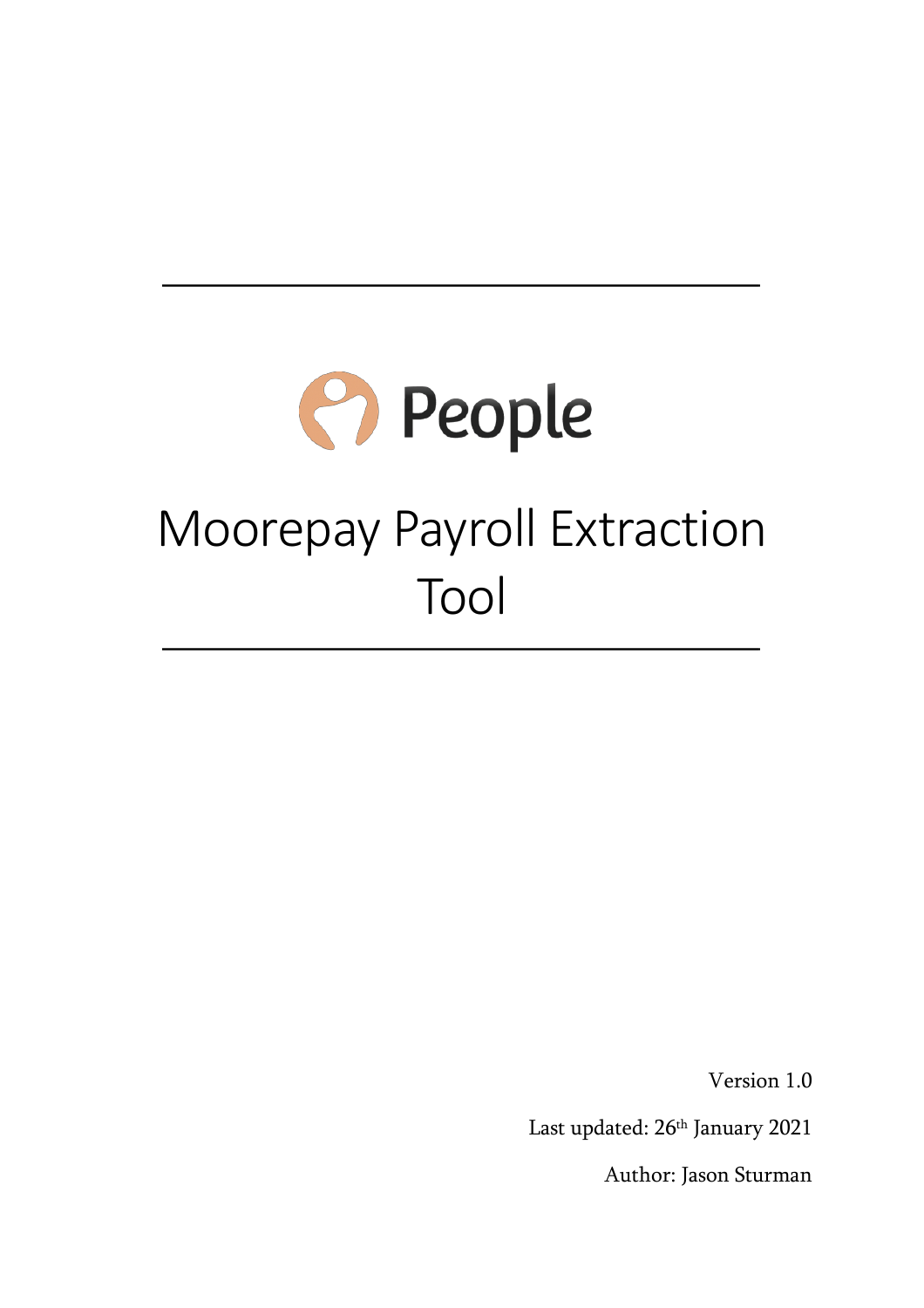People

# Moorepay Payroll Extraction Tool

Version 1.0

Last updated: 26th January 2021

Author: Jason Sturman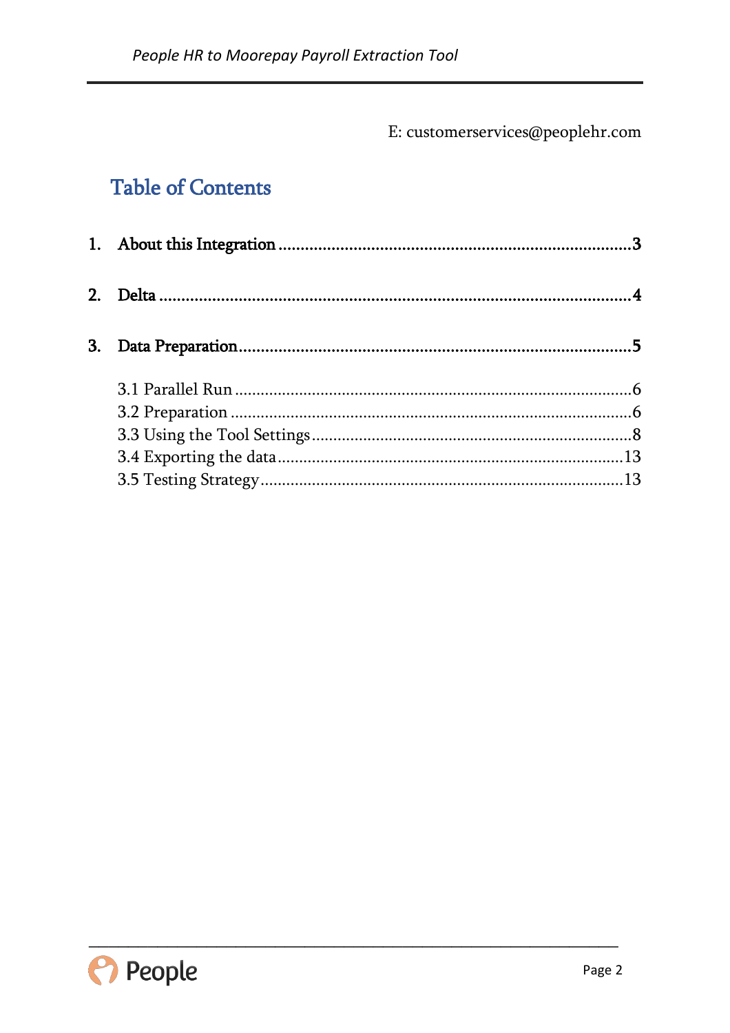E: customerservices@peoplehr.com

## Table of Contents

1. **About this Integration** ........................................................ 3

2. **Delta** ........................................................ 4

3. **Data Preparation** ........................................................ 5

   3.1 Parallel Run ........................................................ 6
   3.2 Preparation ........................................................ 6
   3.3 Using the Tool Settings ........................................................ 8
   3.4 Exporting the data ........................................................ 13
   3.5 Testing Strategy ........................................................ 13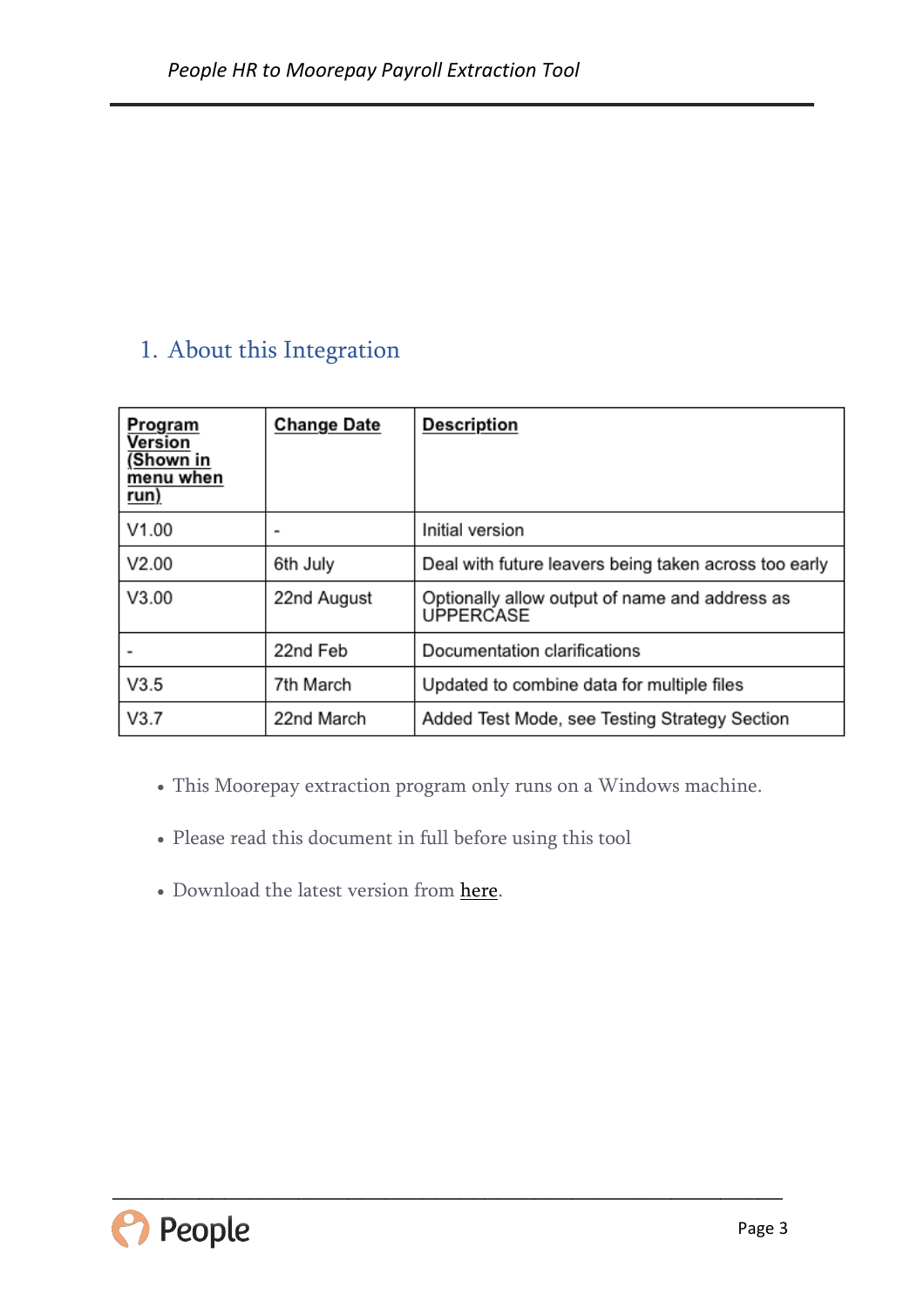# 1. About this Integration

| Program Version (Shown in menu when run) | Change Date | Description |
|---|---|---|
| V1.00 | - | Initial version |
| V2.00 | 6th July | Deal with future leavers being taken across too early |
| V3.00 | 22nd August | Optionally allow output of name and address as UPPERCASE |
| - | 22nd Feb | Documentation clarifications |
| V3.5 | 7th March | Updated to combine data for multiple files |
| V3.7 | 22nd March | Added Test Mode, see Testing Strategy Section |

- This Moorepay extraction program only runs on a Windows machine.
- Please read this document in full before using this tool
- Download the latest version from here.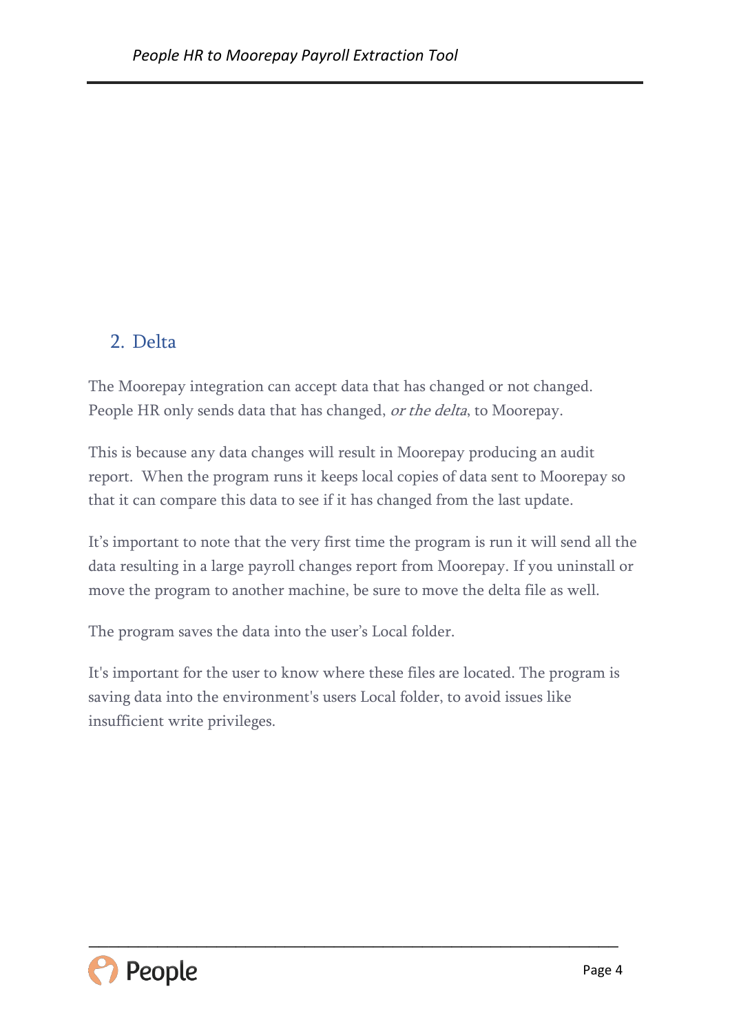## 2. Delta

The Moorepay integration can accept data that has changed or not changed. People HR only sends data that has changed, *or the delta*, to Moorepay.

This is because any data changes will result in Moorepay producing an audit report. When the program runs it keeps local copies of data sent to Moorepay so that it can compare this data to see if it has changed from the last update.

It's important to note that the very first time the program is run it will send all the data resulting in a large payroll changes report from Moorepay. If you uninstall or move the program to another machine, be sure to move the delta file as well.

The program saves the data into the user's Local folder.

It's important for the user to know where these files are located. The program is saving data into the environment's users Local folder, to avoid issues like insufficient write privileges.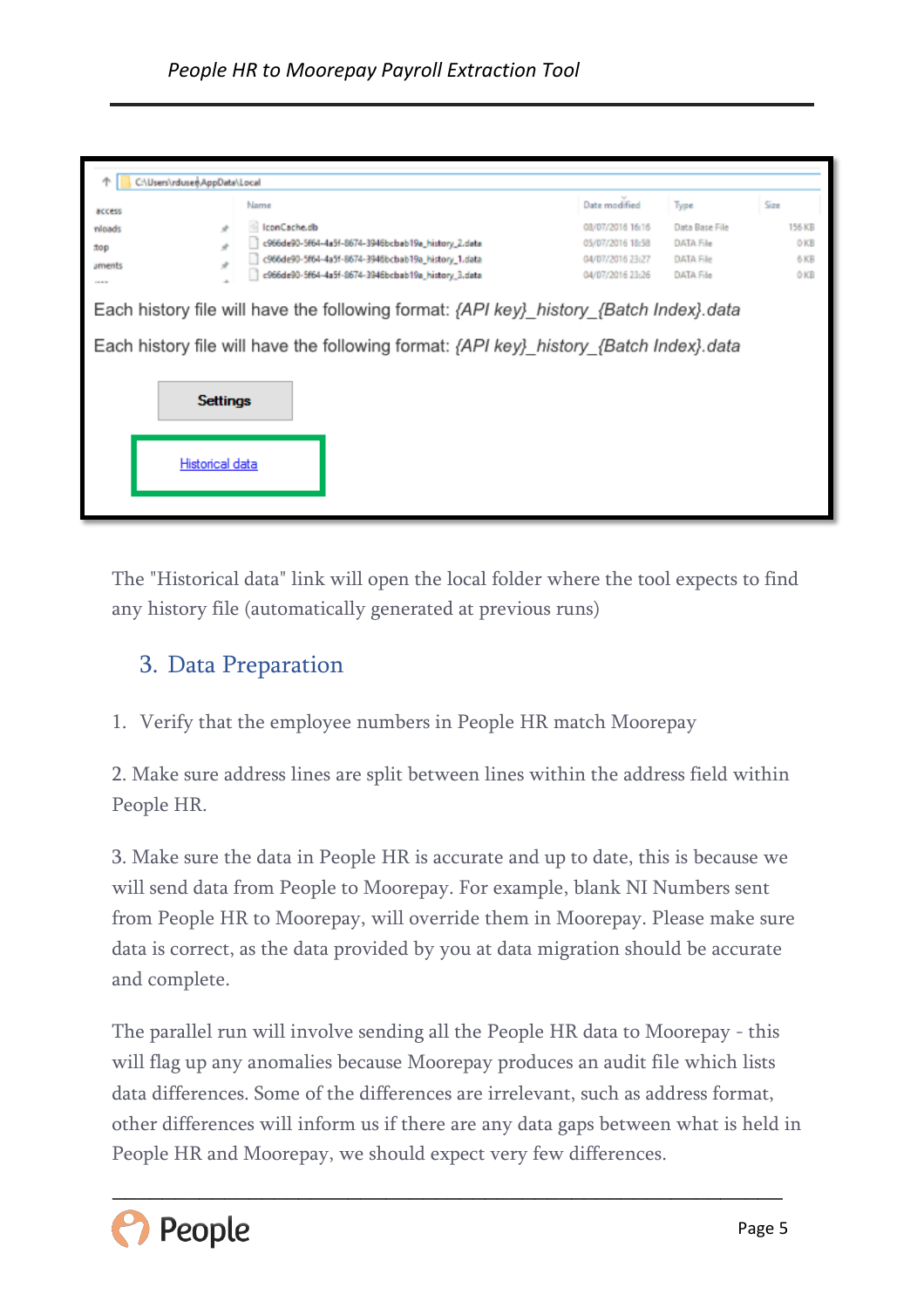The "Historical data" link will open the local folder where the tool expects to find any history file (automatically generated at previous runs)

## 3. Data Preparation

1. Verify that the employee numbers in People HR match Moorepay

2. Make sure address lines are split between lines within the address field within People HR.

3. Make sure the data in People HR is accurate and up to date, this is because we will send data from People to Moorepay. For example, blank NI Numbers sent from People HR to Moorepay, will override them in Moorepay. Please make sure data is correct, as the data provided by you at data migration should be accurate and complete.

The parallel run will involve sending all the People HR data to Moorepay - this will flag up any anomalies because Moorepay produces an audit file which lists data differences. Some of the differences are irrelevant, such as address format, other differences will inform us if there are any data gaps between what is held in People HR and Moorepay, we should expect very few differences.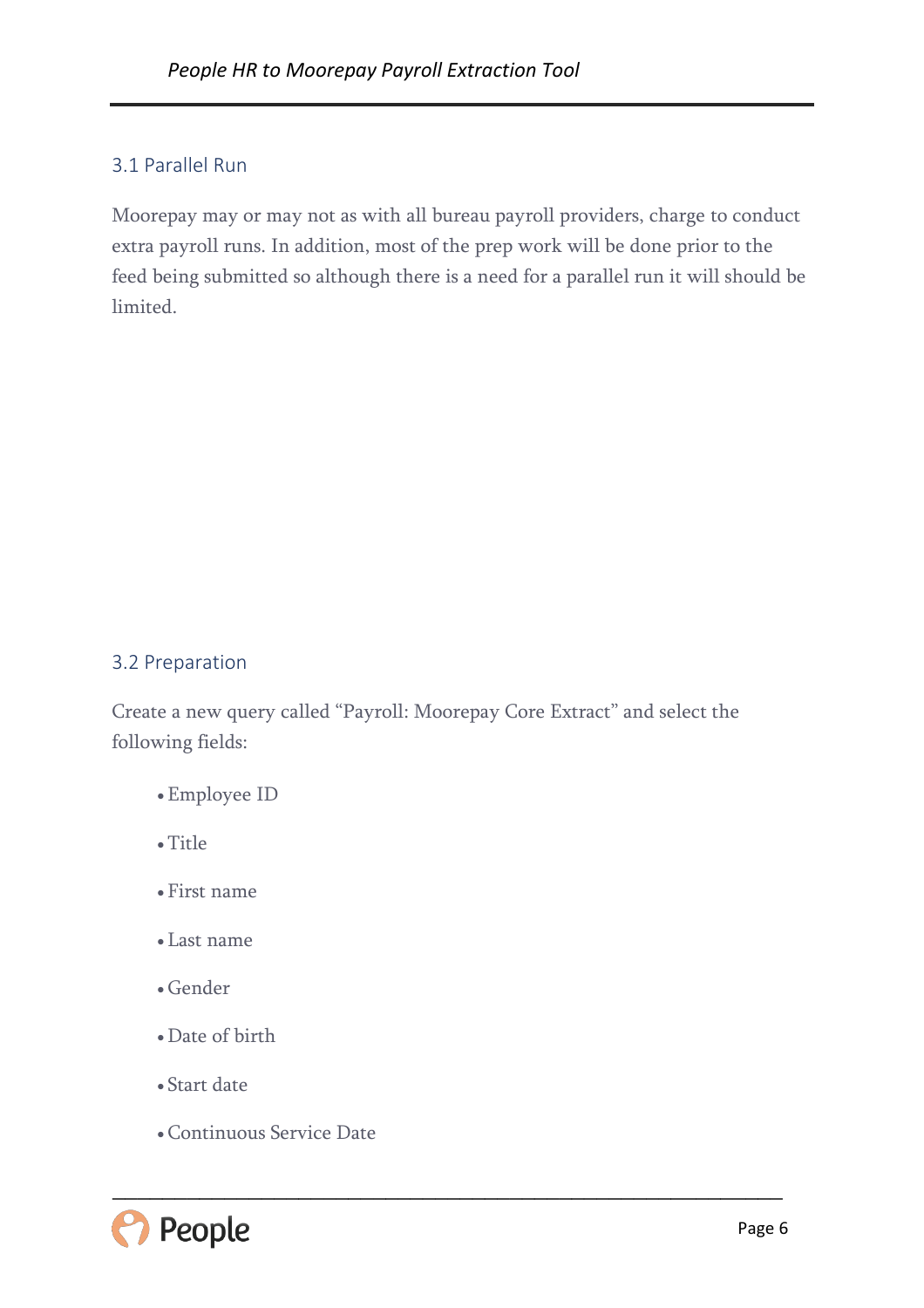## 3.1 Parallel Run

Moorepay may or may not as with all bureau payroll providers, charge to conduct extra payroll runs. In addition, most of the prep work will be done prior to the feed being submitted so although there is a need for a parallel run it will should be limited.

## 3.2 Preparation

Create a new query called "Payroll: Moorepay Core Extract" and select the following fields:

- Employee ID
- Title
- First name
- Last name
- Gender
- Date of birth
- Start date
- Continuous Service Date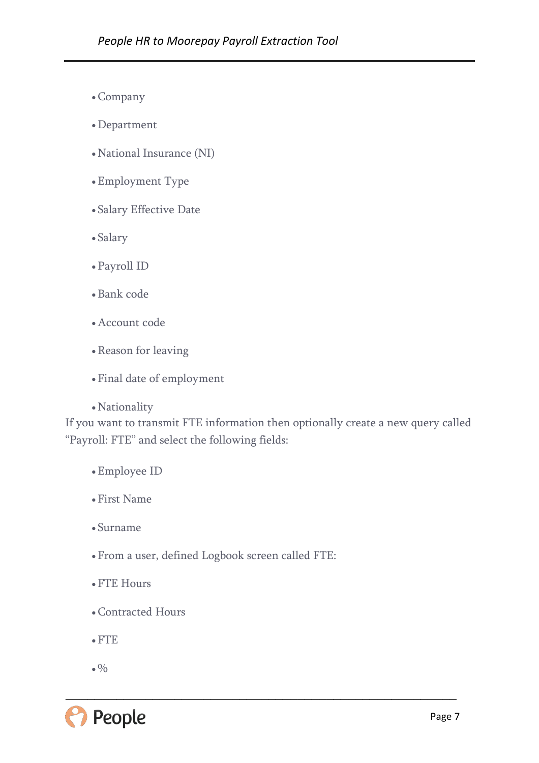- Company
- Department
- National Insurance (NI)
- Employment Type
- Salary Effective Date
- Salary
- Payroll ID
- Bank code
- Account code
- Reason for leaving
- Final date of employment
- Nationality

If you want to transmit FTE information then optionally create a new query called "Payroll: FTE" and select the following fields:

- Employee ID
- First Name
- Surname
- From a user, defined Logbook screen called FTE:
- FTE Hours
- Contracted Hours
- FTE
- %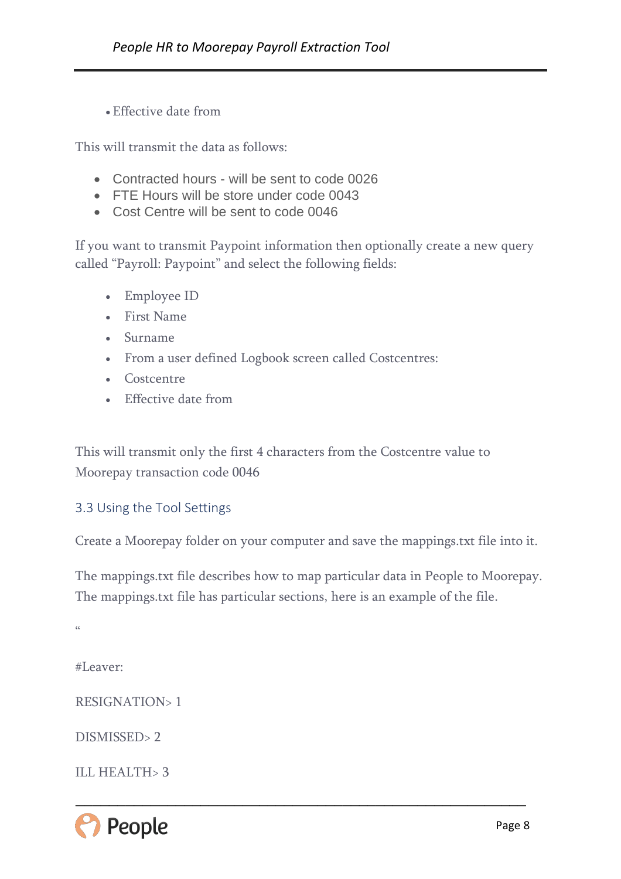- Effective date from

This will transmit the data as follows:

- Contracted hours - will be sent to code 0026
- FTE Hours will be store under code 0043
- Cost Centre will be sent to code 0046

If you want to transmit Paypoint information then optionally create a new query called "Payroll: Paypoint" and select the following fields:

- Employee ID
- First Name
- Surname
- From a user defined Logbook screen called Costcentres:
- Costcentre
- Effective date from

This will transmit only the first 4 characters from the Costcentre value to Moorepay transaction code 0046

## 3.3 Using the Tool Settings

Create a Moorepay folder on your computer and save the mappings.txt file into it.

The mappings.txt file describes how to map particular data in People to Moorepay. The mappings.txt file has particular sections, here is an example of the file.

"

#Leaver:

RESIGNATION> 1

DISMISSED> 2

ILL HEALTH> 3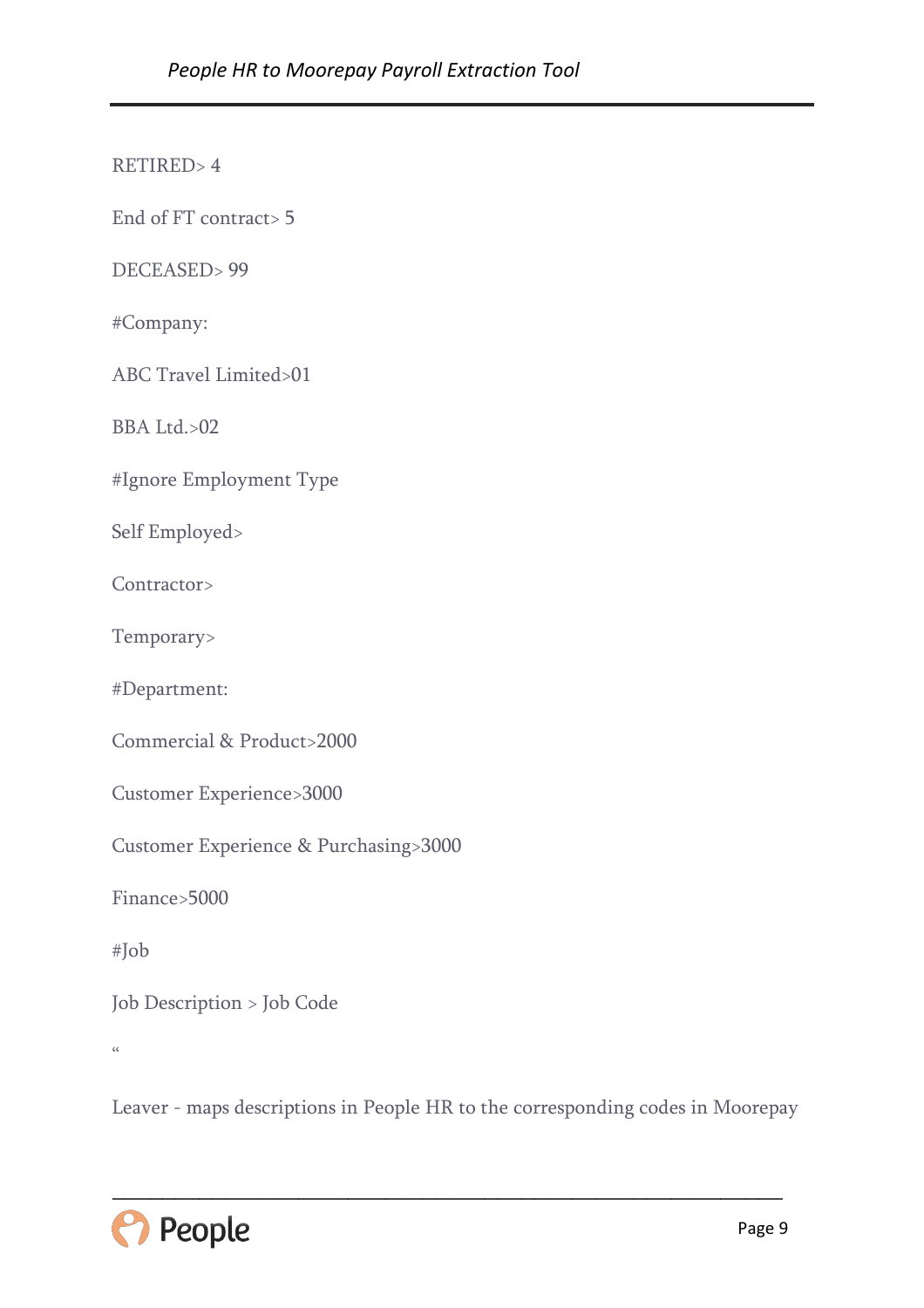RETIRED> 4

End of FT contract> 5

DECEASED> 99

#Company:

ABC Travel Limited>01

BBA Ltd.>02

#Ignore Employment Type

Self Employed>

Contractor>

Temporary>

#Department:

Commercial & Product>2000

Customer Experience>3000

Customer Experience & Purchasing>3000

Finance>5000

#Job

Job Description > Job Code

“

Leaver - maps descriptions in People HR to the corresponding codes in Moorepay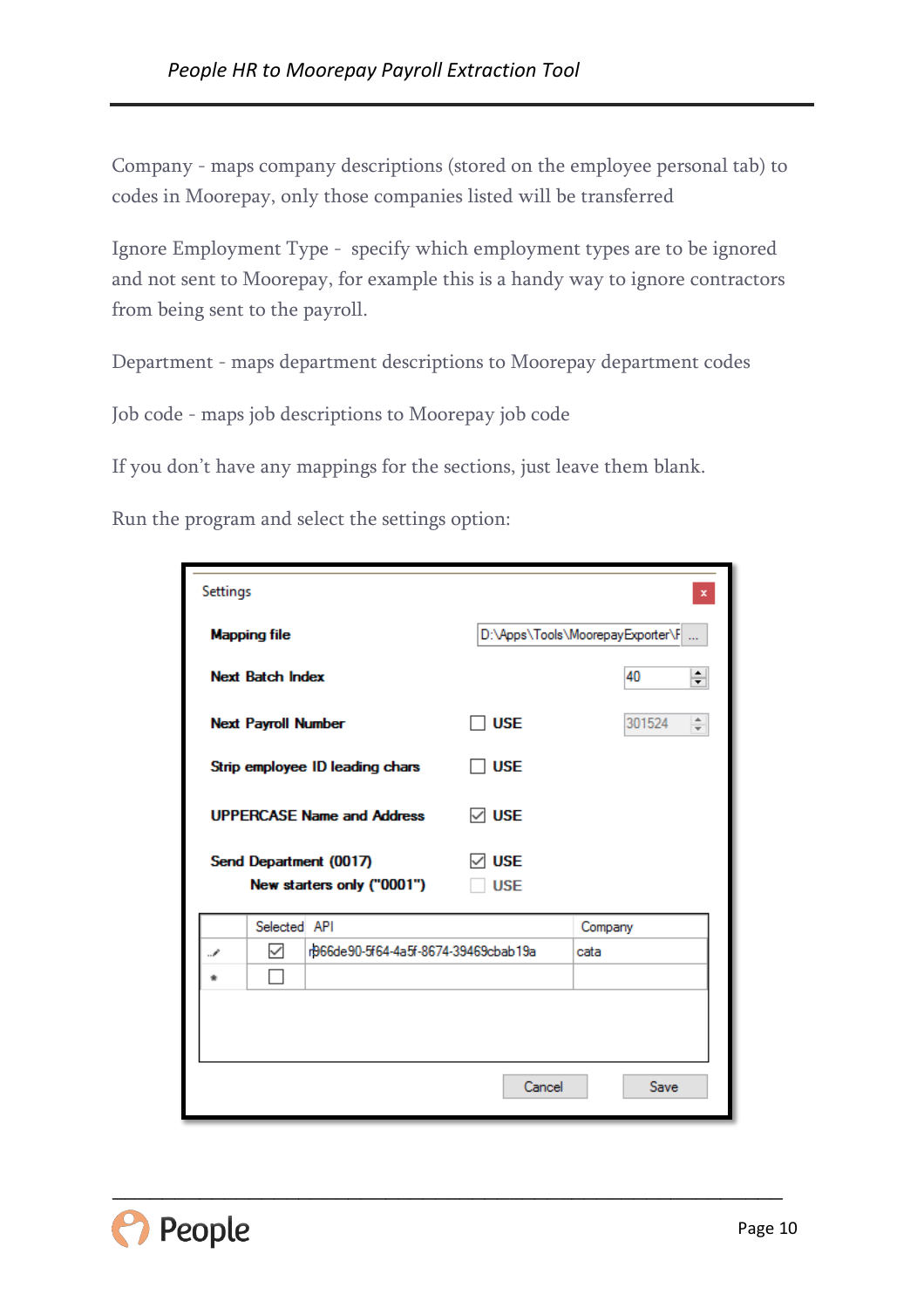Company - maps company descriptions (stored on the employee personal tab) to codes in Moorepay, only those companies listed will be transferred

Ignore Employment Type - specify which employment types are to be ignored and not sent to Moorepay, for example this is a handy way to ignore contractors from being sent to the payroll.

Department - maps department descriptions to Moorepay department codes

Job code - maps job descriptions to Moorepay job code

If you don't have any mappings for the sections, just leave them blank.

Run the program and select the settings option:

Settings

**Mapping file** D:\Apps\Tools\MoorepayExporter\F ...

**Next Batch Index** 40

**Next Payroll Number** ☐ USE 301524

**Strip employee ID leading chars** ☐ USE

**UPPERCASE Name and Address** ☑ USE

**Send Department (0017)** ☑ USE

**New starters only ("0001")** ☐ USE

| | Selected | API | Company |
|---|---|---|---|
| | ☑ | r966de90-5f64-4a5f-8674-39469cbab19a | cata |
| * | ☐ | | |

Cancel | Save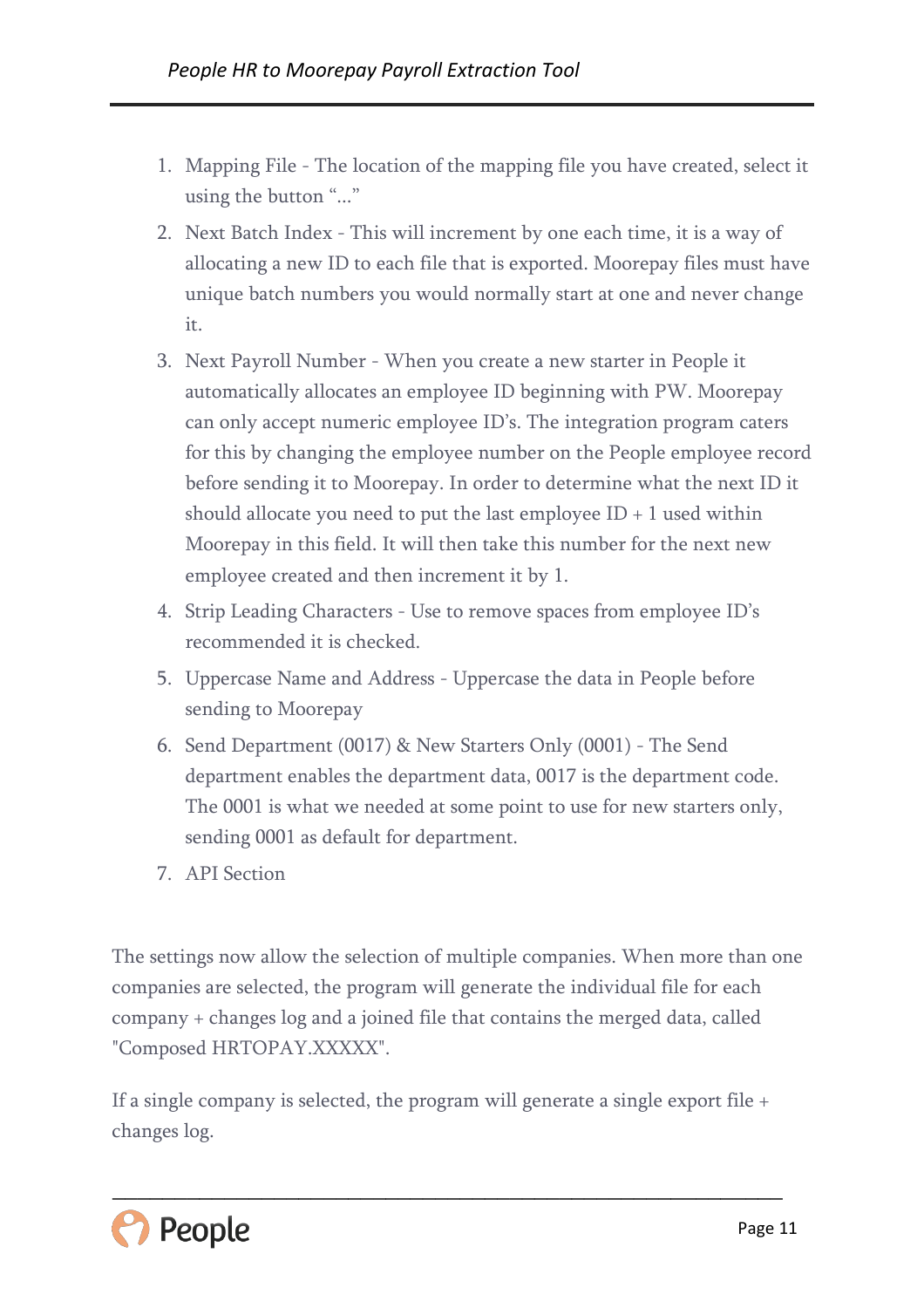1. Mapping File - The location of the mapping file you have created, select it using the button "..."
2. Next Batch Index - This will increment by one each time, it is a way of allocating a new ID to each file that is exported. Moorepay files must have unique batch numbers you would normally start at one and never change it.
3. Next Payroll Number - When you create a new starter in People it automatically allocates an employee ID beginning with PW. Moorepay can only accept numeric employee ID's. The integration program caters for this by changing the employee number on the People employee record before sending it to Moorepay. In order to determine what the next ID it should allocate you need to put the last employee ID + 1 used within Moorepay in this field. It will then take this number for the next new employee created and then increment it by 1.
4. Strip Leading Characters - Use to remove spaces from employee ID's recommended it is checked.
5. Uppercase Name and Address - Uppercase the data in People before sending to Moorepay
6. Send Department (0017) & New Starters Only (0001) - The Send department enables the department data, 0017 is the department code. The 0001 is what we needed at some point to use for new starters only, sending 0001 as default for department.
7. API Section

The settings now allow the selection of multiple companies. When more than one companies are selected, the program will generate the individual file for each company + changes log and a joined file that contains the merged data, called "Composed HRTOPAY.XXXXX".

If a single company is selected, the program will generate a single export file + changes log.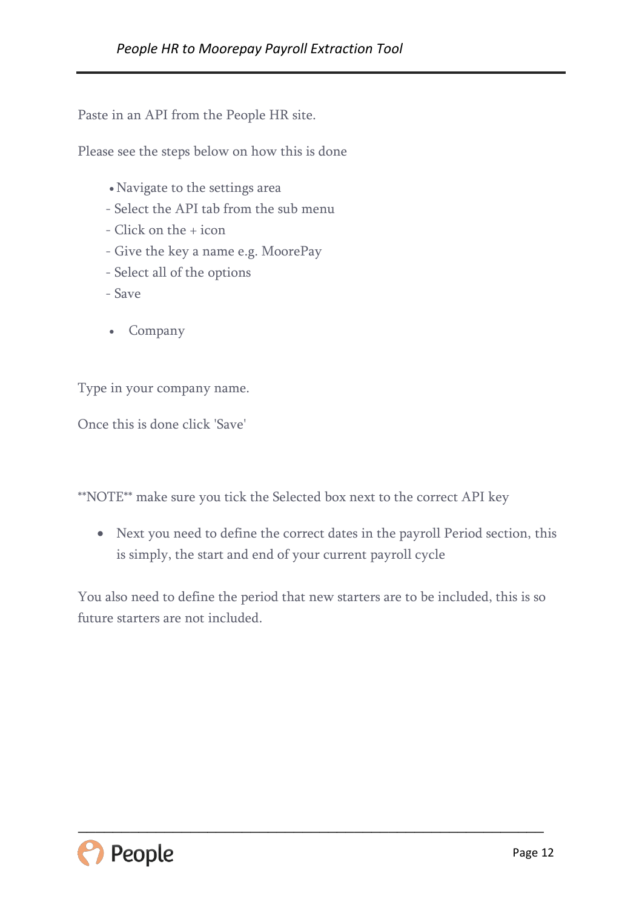Paste in an API from the People HR site.

Please see the steps below on how this is done

- Navigate to the settings area
  - Select the API tab from the sub menu
  - Click on the + icon
  - Give the key a name e.g. MoorePay
  - Select all of the options
  - Save

- Company

Type in your company name.

Once this is done click 'Save'

**NOTE** make sure you tick the Selected box next to the correct API key

- Next you need to define the correct dates in the payroll Period section, this is simply, the start and end of your current payroll cycle

You also need to define the period that new starters are to be included, this is so future starters are not included.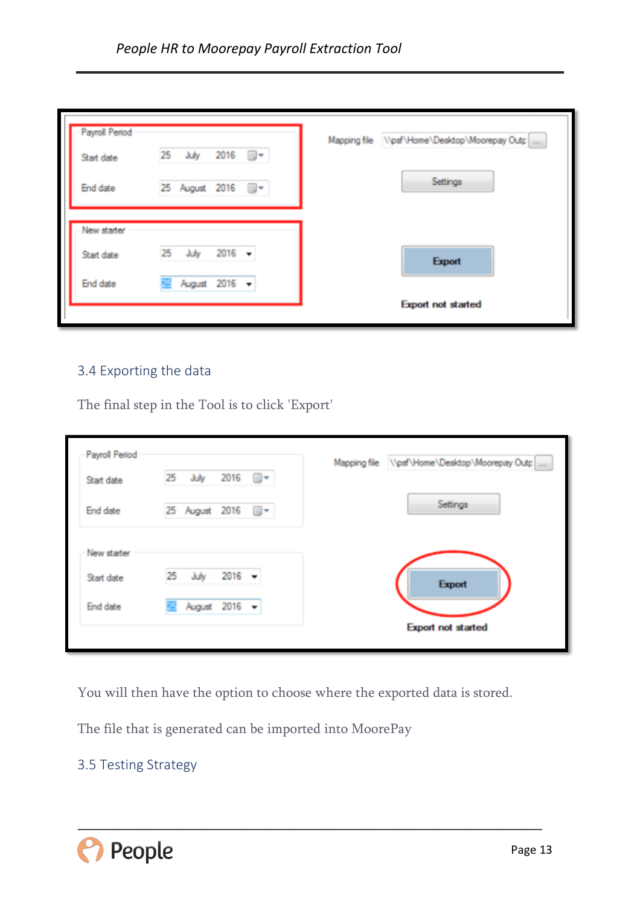## 3.4 Exporting the data

The final step in the Tool is to click 'Export'

You will then have the option to choose where the exported data is stored.

The file that is generated can be imported into MoorePay

## 3.5 Testing Strategy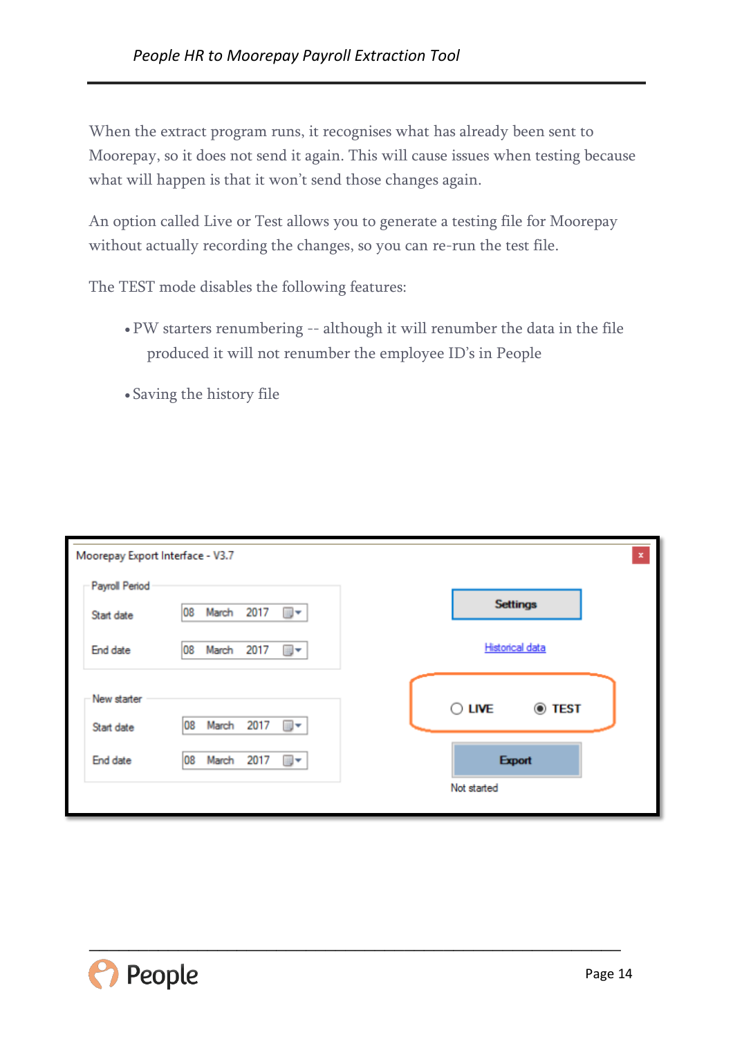When the extract program runs, it recognises what has already been sent to Moorepay, so it does not send it again. This will cause issues when testing because what will happen is that it won't send those changes again.

An option called Live or Test allows you to generate a testing file for Moorepay without actually recording the changes, so you can re-run the test file.

The TEST mode disables the following features:

- PW starters renumbering -- although it will renumber the data in the file produced it will not renumber the employee ID's in People
- Saving the history file

Moorepay Export Interface - V3.7

Payroll Period

Start date 08 March 2017

End date 08 March 2017

New starter

Start date 08 March 2017

End date 08 March 2017

Settings

Historical data

LIVE TEST

Export

Not started